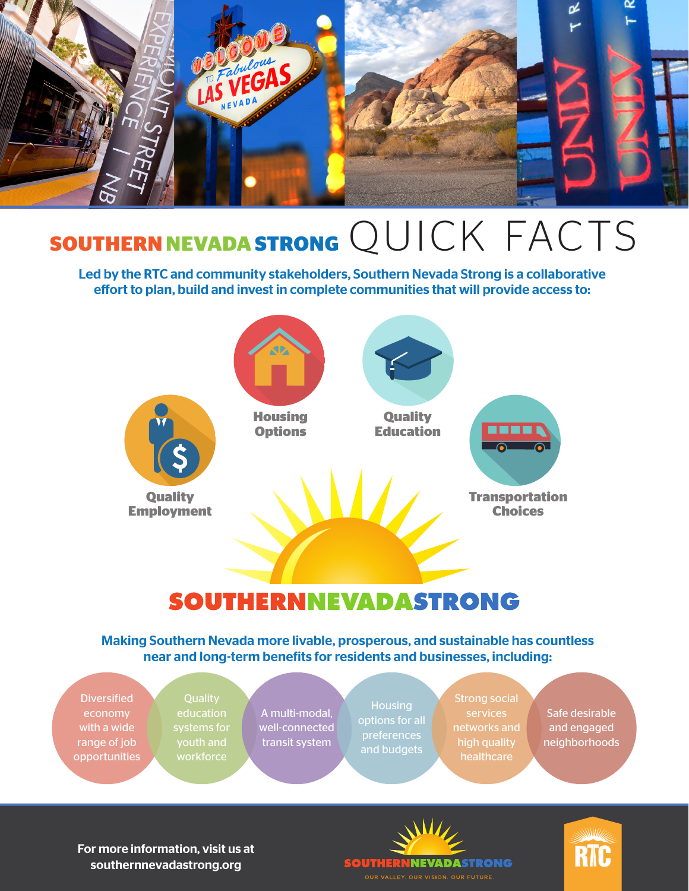# SOUTHERN NEVADA STRONG QUICK FACTS

**Led by the RTC and community stakeholders, Southern Nevada Strong is a collaborative effort to plan, build and invest in complete communities that will provide access to:**

- **Housing Options**
- **Quality Education**
- **Quality Employment**
- **Transportation Choices**

## SOUTHERNNEVADASTRONG

**Making Southern Nevada more livable, prosperous, and sustainable has countless near and long-term benefits for residents and businesses, including:**

- Diversified economy with a wide range of job opportunities
- Quality education systems for youth and workforce
- A multi-modal, well-connected transit system
- Housing options for all preferences and budgets
- Strong social services networks and high quality healthcare
- Safe desirable and engaged neighborhoods

**For more information, visit us at southernnevadastrong.org**

SOUTHERNNEVADASTRONG

OUR VALLEY. OUR VISION. OUR FUTURE.

RTC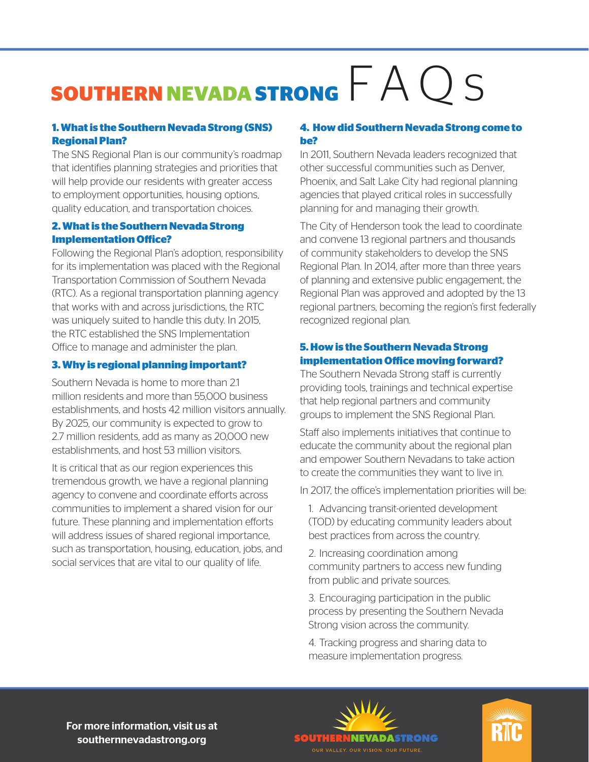# SOUTHERN NEVADA STRONG FAQs

### 1. What is the Southern Nevada Strong (SNS) Regional Plan?

The SNS Regional Plan is our community's roadmap that identifies planning strategies and priorities that will help provide our residents with greater access to employment opportunities, housing options, quality education, and transportation choices.

### 2. What is the Southern Nevada Strong Implementation Office?

Following the Regional Plan's adoption, responsibility for its implementation was placed with the Regional Transportation Commission of Southern Nevada (RTC). As a regional transportation planning agency that works with and across jurisdictions, the RTC was uniquely suited to handle this duty. In 2015, the RTC established the SNS Implementation Office to manage and administer the plan.

### 3. Why is regional planning important?

Southern Nevada is home to more than 2.1 million residents and more than 55,000 business establishments, and hosts 42 million visitors annually. By 2025, our community is expected to grow to 2.7 million residents, add as many as 20,000 new establishments, and host 53 million visitors.

It is critical that as our region experiences this tremendous growth, we have a regional planning agency to convene and coordinate efforts across communities to implement a shared vision for our future. These planning and implementation efforts will address issues of shared regional importance, such as transportation, housing, education, jobs, and social services that are vital to our quality of life.

### 4. How did Southern Nevada Strong come to be?

In 2011, Southern Nevada leaders recognized that other successful communities such as Denver, Phoenix, and Salt Lake City had regional planning agencies that played critical roles in successfully planning for and managing their growth.

The City of Henderson took the lead to coordinate and convene 13 regional partners and thousands of community stakeholders to develop the SNS Regional Plan. In 2014, after more than three years of planning and extensive public engagement, the Regional Plan was approved and adopted by the 13 regional partners, becoming the region's first federally recognized regional plan.

### 5. How is the Southern Nevada Strong implementation Office moving forward?

The Southern Nevada Strong staff is currently providing tools, trainings and technical expertise that help regional partners and community groups to implement the SNS Regional Plan.

Staff also implements initiatives that continue to educate the community about the regional plan and empower Southern Nevadans to take action to create the communities they want to live in.

In 2017, the office's implementation priorities will be:

1. Advancing transit-oriented development (TOD) by educating community leaders about best practices from across the country.
2. Increasing coordination among community partners to access new funding from public and private sources.
3. Encouraging participation in the public process by presenting the Southern Nevada Strong vision across the community.
4. Tracking progress and sharing data to measure implementation progress.

**For more information, visit us at southernnevadastrong.org**

SOUTHERNNEVADASTRONG
OUR VALLEY. OUR VISION. OUR FUTURE.

RTC